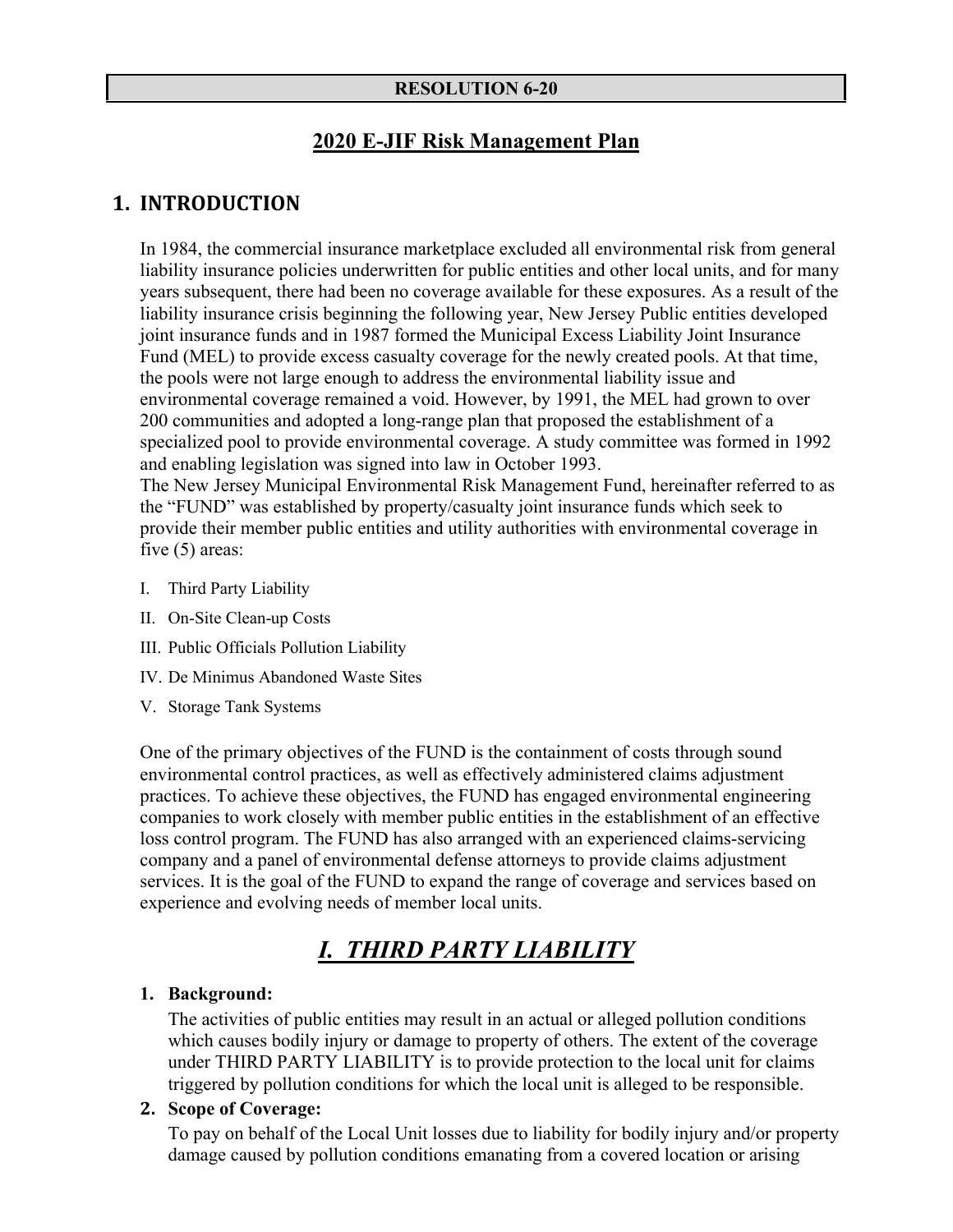**RESOLUTION 6-20**

## 2020 E-JIF Risk Management Plan

## 1. INTRODUCTION

In 1984, the commercial insurance marketplace excluded all environmental risk from general liability insurance policies underwritten for public entities and other local units, and for many years subsequent, there had been no coverage available for these exposures. As a result of the liability insurance crisis beginning the following year, New Jersey Public entities developed joint insurance funds and in 1987 formed the Municipal Excess Liability Joint Insurance Fund (MEL) to provide excess casualty coverage for the newly created pools. At that time, the pools were not large enough to address the environmental liability issue and environmental coverage remained a void. However, by 1991, the MEL had grown to over 200 communities and adopted a long-range plan that proposed the establishment of a specialized pool to provide environmental coverage. A study committee was formed in 1992 and enabling legislation was signed into law in October 1993.

The New Jersey Municipal Environmental Risk Management Fund, hereinafter referred to as the "FUND" was established by property/casualty joint insurance funds which seek to provide their member public entities and utility authorities with environmental coverage in five (5) areas:

I. Third Party Liability

II. On-Site Clean-up Costs

III. Public Officials Pollution Liability

IV. De Minimus Abandoned Waste Sites

V. Storage Tank Systems

One of the primary objectives of the FUND is the containment of costs through sound environmental control practices, as well as effectively administered claims adjustment practices. To achieve these objectives, the FUND has engaged environmental engineering companies to work closely with member public entities in the establishment of an effective loss control program. The FUND has also arranged with an experienced claims-servicing company and a panel of environmental defense attorneys to provide claims adjustment services. It is the goal of the FUND to expand the range of coverage and services based on experience and evolving needs of member local units.

## *I. THIRD PARTY LIABILITY*

**1. Background:**

The activities of public entities may result in an actual or alleged pollution conditions which causes bodily injury or damage to property of others. The extent of the coverage under THIRD PARTY LIABILITY is to provide protection to the local unit for claims triggered by pollution conditions for which the local unit is alleged to be responsible.

**2. Scope of Coverage:**

To pay on behalf of the Local Unit losses due to liability for bodily injury and/or property damage caused by pollution conditions emanating from a covered location or arising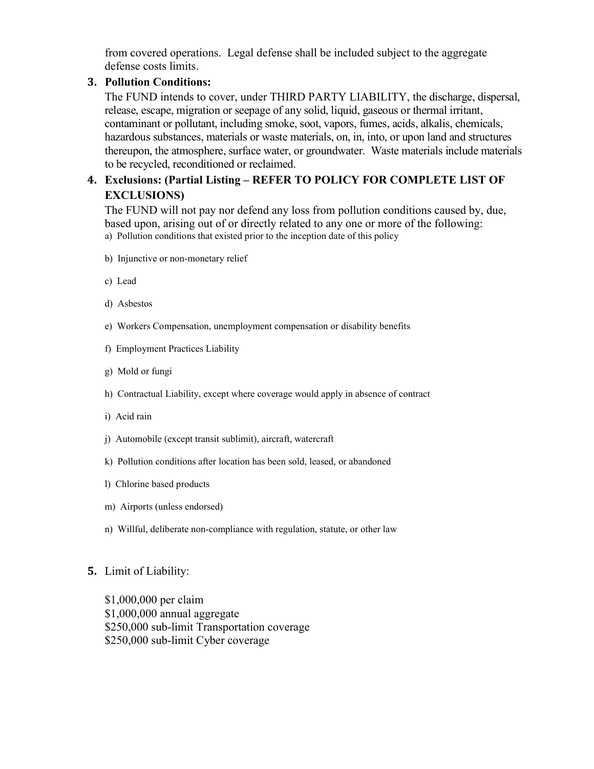from covered operations. Legal defense shall be included subject to the aggregate defense costs limits.

3. **Pollution Conditions:**

   The FUND intends to cover, under THIRD PARTY LIABILITY, the discharge, dispersal, release, escape, migration or seepage of any solid, liquid, gaseous or thermal irritant, contaminant or pollutant, including smoke, soot, vapors, fumes, acids, alkalis, chemicals, hazardous substances, materials or waste materials, on, in, into, or upon land and structures thereupon, the atmosphere, surface water, or groundwater. Waste materials include materials to be recycled, reconditioned or reclaimed.

4. **Exclusions: (Partial Listing – REFER TO POLICY FOR COMPLETE LIST OF EXCLUSIONS)**

   The FUND will not pay nor defend any loss from pollution conditions caused by, due, based upon, arising out of or directly related to any one or more of the following:

   a) Pollution conditions that existed prior to the inception date of this policy

   b) Injunctive or non-monetary relief

   c) Lead

   d) Asbestos

   e) Workers Compensation, unemployment compensation or disability benefits

   f) Employment Practices Liability

   g) Mold or fungi

   h) Contractual Liability, except where coverage would apply in absence of contract

   i) Acid rain

   j) Automobile (except transit sublimit), aircraft, watercraft

   k) Pollution conditions after location has been sold, leased, or abandoned

   l) Chlorine based products

   m) Airports (unless endorsed)

   n) Willful, deliberate non-compliance with regulation, statute, or other law

5. Limit of Liability:

   $1,000,000 per claim
   $1,000,000 annual aggregate
   $250,000 sub-limit Transportation coverage
   $250,000 sub-limit Cyber coverage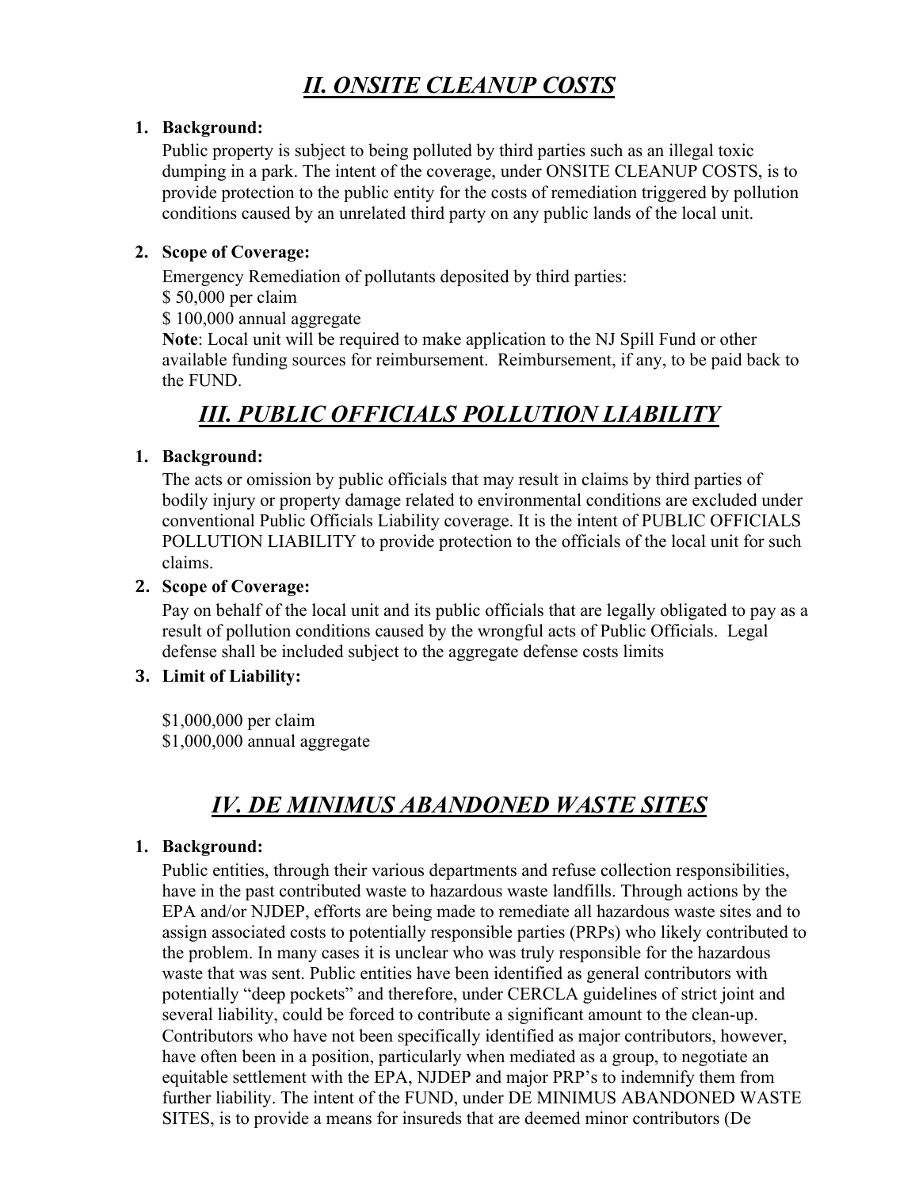## ***II. ONSITE CLEANUP COSTS***

1. **Background:**

   Public property is subject to being polluted by third parties such as an illegal toxic dumping in a park. The intent of the coverage, under ONSITE CLEANUP COSTS, is to provide protection to the public entity for the costs of remediation triggered by pollution conditions caused by an unrelated third party on any public lands of the local unit.

2. **Scope of Coverage:**

   Emergency Remediation of pollutants deposited by third parties:
   $ 50,000 per claim
   $ 100,000 annual aggregate
   **Note**: Local unit will be required to make application to the NJ Spill Fund or other available funding sources for reimbursement. Reimbursement, if any, to be paid back to the FUND.

## ***III. PUBLIC OFFICIALS POLLUTION LIABILITY***

1. **Background:**

   The acts or omission by public officials that may result in claims by third parties of bodily injury or property damage related to environmental conditions are excluded under conventional Public Officials Liability coverage. It is the intent of PUBLIC OFFICIALS POLLUTION LIABILITY to provide protection to the officials of the local unit for such claims.

2. **Scope of Coverage:**

   Pay on behalf of the local unit and its public officials that are legally obligated to pay as a result of pollution conditions caused by the wrongful acts of Public Officials. Legal defense shall be included subject to the aggregate defense costs limits

3. **Limit of Liability:**

   $1,000,000 per claim
   $1,000,000 annual aggregate

## ***IV. DE MINIMUS ABANDONED WASTE SITES***

1. **Background:**

   Public entities, through their various departments and refuse collection responsibilities, have in the past contributed waste to hazardous waste landfills. Through actions by the EPA and/or NJDEP, efforts are being made to remediate all hazardous waste sites and to assign associated costs to potentially responsible parties (PRPs) who likely contributed to the problem. In many cases it is unclear who was truly responsible for the hazardous waste that was sent. Public entities have been identified as general contributors with potentially "deep pockets" and therefore, under CERCLA guidelines of strict joint and several liability, could be forced to contribute a significant amount to the clean-up. Contributors who have not been specifically identified as major contributors, however, have often been in a position, particularly when mediated as a group, to negotiate an equitable settlement with the EPA, NJDEP and major PRP's to indemnify them from further liability. The intent of the FUND, under DE MINIMUS ABANDONED WASTE SITES, is to provide a means for insureds that are deemed minor contributors (De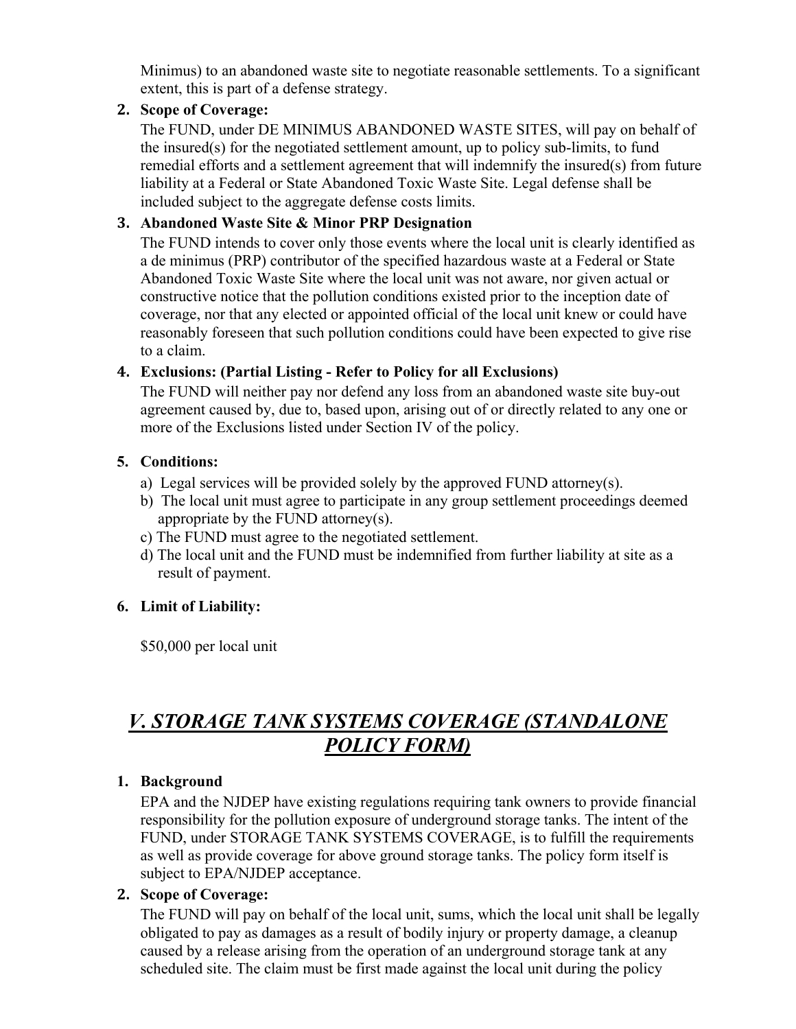Minimus) to an abandoned waste site to negotiate reasonable settlements. To a significant extent, this is part of a defense strategy.

2. **Scope of Coverage:**

   The FUND, under DE MINIMUS ABANDONED WASTE SITES, will pay on behalf of the insured(s) for the negotiated settlement amount, up to policy sub-limits, to fund remedial efforts and a settlement agreement that will indemnify the insured(s) from future liability at a Federal or State Abandoned Toxic Waste Site. Legal defense shall be included subject to the aggregate defense costs limits.

3. **Abandoned Waste Site & Minor PRP Designation**

   The FUND intends to cover only those events where the local unit is clearly identified as a de minimus (PRP) contributor of the specified hazardous waste at a Federal or State Abandoned Toxic Waste Site where the local unit was not aware, nor given actual or constructive notice that the pollution conditions existed prior to the inception date of coverage, nor that any elected or appointed official of the local unit knew or could have reasonably foreseen that such pollution conditions could have been expected to give rise to a claim.

4. **Exclusions: (Partial Listing - Refer to Policy for all Exclusions)**

   The FUND will neither pay nor defend any loss from an abandoned waste site buy-out agreement caused by, due to, based upon, arising out of or directly related to any one or more of the Exclusions listed under Section IV of the policy.

5. **Conditions:**

   a) Legal services will be provided solely by the approved FUND attorney(s).
   b) The local unit must agree to participate in any group settlement proceedings deemed appropriate by the FUND attorney(s).
   c) The FUND must agree to the negotiated settlement.
   d) The local unit and the FUND must be indemnified from further liability at site as a result of payment.

6. **Limit of Liability:**

   $50,000 per local unit

## *V. STORAGE TANK SYSTEMS COVERAGE (STANDALONE POLICY FORM)*

1. **Background**

   EPA and the NJDEP have existing regulations requiring tank owners to provide financial responsibility for the pollution exposure of underground storage tanks. The intent of the FUND, under STORAGE TANK SYSTEMS COVERAGE, is to fulfill the requirements as well as provide coverage for above ground storage tanks. The policy form itself is subject to EPA/NJDEP acceptance.

2. **Scope of Coverage:**

   The FUND will pay on behalf of the local unit, sums, which the local unit shall be legally obligated to pay as damages as a result of bodily injury or property damage, a cleanup caused by a release arising from the operation of an underground storage tank at any scheduled site. The claim must be first made against the local unit during the policy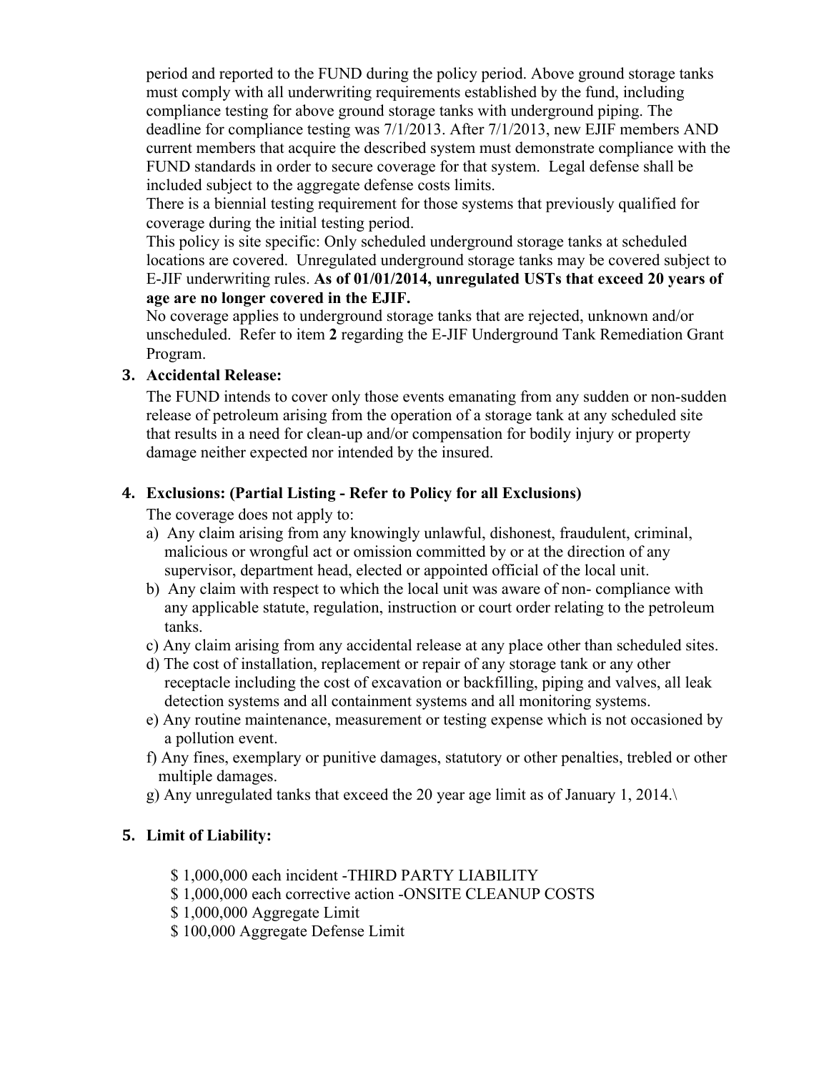period and reported to the FUND during the policy period. Above ground storage tanks must comply with all underwriting requirements established by the fund, including compliance testing for above ground storage tanks with underground piping. The deadline for compliance testing was 7/1/2013. After 7/1/2013, new EJIF members AND current members that acquire the described system must demonstrate compliance with the FUND standards in order to secure coverage for that system. Legal defense shall be included subject to the aggregate defense costs limits.

There is a biennial testing requirement for those systems that previously qualified for coverage during the initial testing period.

This policy is site specific: Only scheduled underground storage tanks at scheduled locations are covered. Unregulated underground storage tanks may be covered subject to E-JIF underwriting rules. **As of 01/01/2014, unregulated USTs that exceed 20 years of age are no longer covered in the EJIF.**

No coverage applies to underground storage tanks that are rejected, unknown and/or unscheduled. Refer to item **2** regarding the E-JIF Underground Tank Remediation Grant Program.

**3. Accidental Release:**

The FUND intends to cover only those events emanating from any sudden or non-sudden release of petroleum arising from the operation of a storage tank at any scheduled site that results in a need for clean-up and/or compensation for bodily injury or property damage neither expected nor intended by the insured.

**4. Exclusions: (Partial Listing - Refer to Policy for all Exclusions)**

The coverage does not apply to:

a) Any claim arising from any knowingly unlawful, dishonest, fraudulent, criminal, malicious or wrongful act or omission committed by or at the direction of any supervisor, department head, elected or appointed official of the local unit.

b) Any claim with respect to which the local unit was aware of non- compliance with any applicable statute, regulation, instruction or court order relating to the petroleum tanks.

c) Any claim arising from any accidental release at any place other than scheduled sites.

d) The cost of installation, replacement or repair of any storage tank or any other receptacle including the cost of excavation or backfilling, piping and valves, all leak detection systems and all containment systems and all monitoring systems.

e) Any routine maintenance, measurement or testing expense which is not occasioned by a pollution event.

f) Any fines, exemplary or punitive damages, statutory or other penalties, trebled or other multiple damages.

g) Any unregulated tanks that exceed the 20 year age limit as of January 1, 2014.\

**5. Limit of Liability:**

$ 1,000,000 each incident -THIRD PARTY LIABILITY
$ 1,000,000 each corrective action -ONSITE CLEANUP COSTS
$ 1,000,000 Aggregate Limit
$ 100,000 Aggregate Defense Limit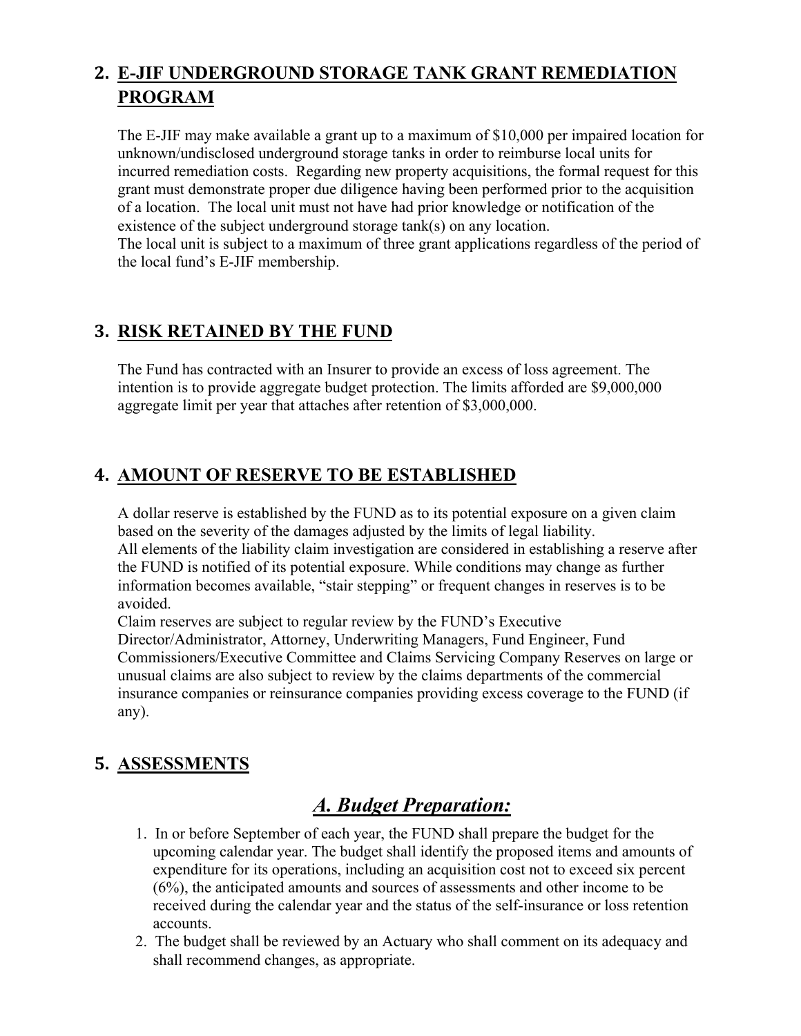## 2. E-JIF UNDERGROUND STORAGE TANK GRANT REMEDIATION PROGRAM

The E-JIF may make available a grant up to a maximum of $10,000 per impaired location for unknown/undisclosed underground storage tanks in order to reimburse local units for incurred remediation costs. Regarding new property acquisitions, the formal request for this grant must demonstrate proper due diligence having been performed prior to the acquisition of a location. The local unit must not have had prior knowledge or notification of the existence of the subject underground storage tank(s) on any location.
The local unit is subject to a maximum of three grant applications regardless of the period of the local fund's E-JIF membership.

## 3. RISK RETAINED BY THE FUND

The Fund has contracted with an Insurer to provide an excess of loss agreement. The intention is to provide aggregate budget protection. The limits afforded are $9,000,000 aggregate limit per year that attaches after retention of $3,000,000.

## 4. AMOUNT OF RESERVE TO BE ESTABLISHED

A dollar reserve is established by the FUND as to its potential exposure on a given claim based on the severity of the damages adjusted by the limits of legal liability.
All elements of the liability claim investigation are considered in establishing a reserve after the FUND is notified of its potential exposure. While conditions may change as further information becomes available, "stair stepping" or frequent changes in reserves is to be avoided.
Claim reserves are subject to regular review by the FUND's Executive Director/Administrator, Attorney, Underwriting Managers, Fund Engineer, Fund Commissioners/Executive Committee and Claims Servicing Company Reserves on large or unusual claims are also subject to review by the claims departments of the commercial insurance companies or reinsurance companies providing excess coverage to the FUND (if any).

## 5. ASSESSMENTS

### *A. Budget Preparation:*

1. In or before September of each year, the FUND shall prepare the budget for the upcoming calendar year. The budget shall identify the proposed items and amounts of expenditure for its operations, including an acquisition cost not to exceed six percent (6%), the anticipated amounts and sources of assessments and other income to be received during the calendar year and the status of the self-insurance or loss retention accounts.
2. The budget shall be reviewed by an Actuary who shall comment on its adequacy and shall recommend changes, as appropriate.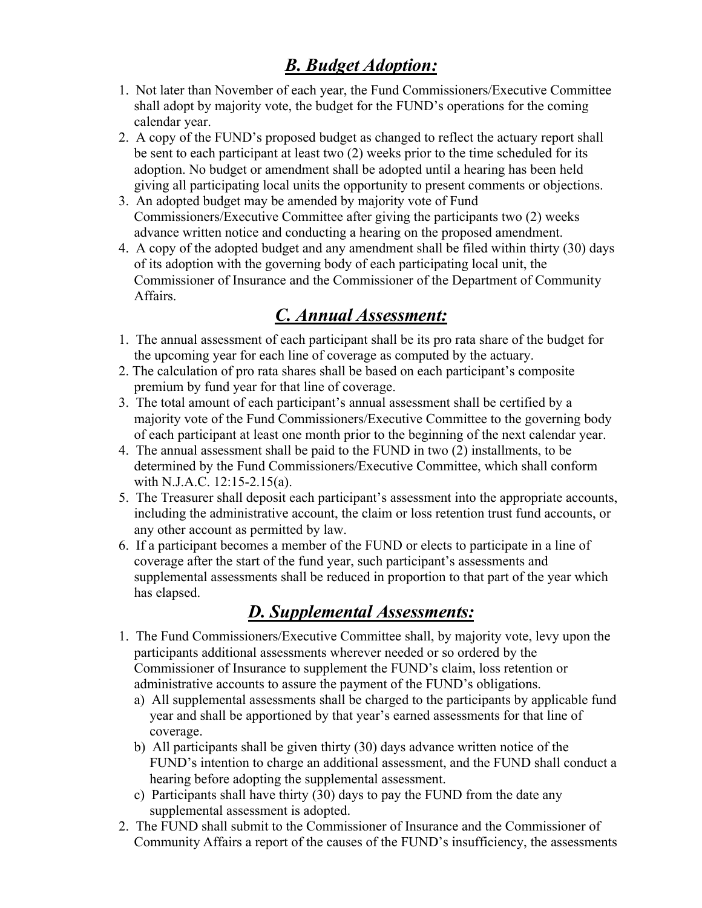## ***B. Budget Adoption:***

1. Not later than November of each year, the Fund Commissioners/Executive Committee shall adopt by majority vote, the budget for the FUND's operations for the coming calendar year.
2. A copy of the FUND's proposed budget as changed to reflect the actuary report shall be sent to each participant at least two (2) weeks prior to the time scheduled for its adoption. No budget or amendment shall be adopted until a hearing has been held giving all participating local units the opportunity to present comments or objections.
3. An adopted budget may be amended by majority vote of Fund Commissioners/Executive Committee after giving the participants two (2) weeks advance written notice and conducting a hearing on the proposed amendment.
4. A copy of the adopted budget and any amendment shall be filed within thirty (30) days of its adoption with the governing body of each participating local unit, the Commissioner of Insurance and the Commissioner of the Department of Community Affairs.

## ***C. Annual Assessment:***

1. The annual assessment of each participant shall be its pro rata share of the budget for the upcoming year for each line of coverage as computed by the actuary.
2. The calculation of pro rata shares shall be based on each participant's composite premium by fund year for that line of coverage.
3. The total amount of each participant's annual assessment shall be certified by a majority vote of the Fund Commissioners/Executive Committee to the governing body of each participant at least one month prior to the beginning of the next calendar year.
4. The annual assessment shall be paid to the FUND in two (2) installments, to be determined by the Fund Commissioners/Executive Committee, which shall conform with N.J.A.C. 12:15-2.15(a).
5. The Treasurer shall deposit each participant's assessment into the appropriate accounts, including the administrative account, the claim or loss retention trust fund accounts, or any other account as permitted by law.
6. If a participant becomes a member of the FUND or elects to participate in a line of coverage after the start of the fund year, such participant's assessments and supplemental assessments shall be reduced in proportion to that part of the year which has elapsed.

## ***D. Supplemental Assessments:***

1. The Fund Commissioners/Executive Committee shall, by majority vote, levy upon the participants additional assessments wherever needed or so ordered by the Commissioner of Insurance to supplement the FUND's claim, loss retention or administrative accounts to assure the payment of the FUND's obligations.
   a) All supplemental assessments shall be charged to the participants by applicable fund year and shall be apportioned by that year's earned assessments for that line of coverage.
   b) All participants shall be given thirty (30) days advance written notice of the FUND's intention to charge an additional assessment, and the FUND shall conduct a hearing before adopting the supplemental assessment.
   c) Participants shall have thirty (30) days to pay the FUND from the date any supplemental assessment is adopted.
2. The FUND shall submit to the Commissioner of Insurance and the Commissioner of Community Affairs a report of the causes of the FUND's insufficiency, the assessments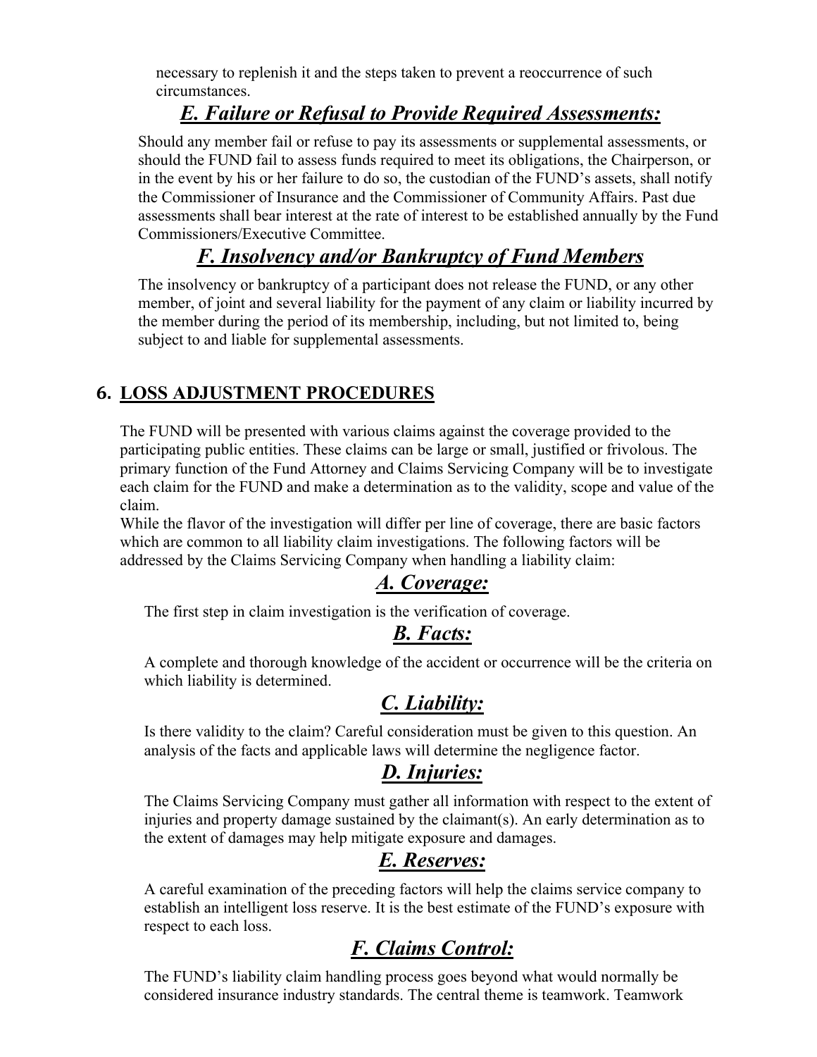necessary to replenish it and the steps taken to prevent a reoccurrence of such circumstances.

### ***E. Failure or Refusal to Provide Required Assessments:***

Should any member fail or refuse to pay its assessments or supplemental assessments, or should the FUND fail to assess funds required to meet its obligations, the Chairperson, or in the event by his or her failure to do so, the custodian of the FUND's assets, shall notify the Commissioner of Insurance and the Commissioner of Community Affairs. Past due assessments shall bear interest at the rate of interest to be established annually by the Fund Commissioners/Executive Committee.

### ***F. Insolvency and/or Bankruptcy of Fund Members***

The insolvency or bankruptcy of a participant does not release the FUND, or any other member, of joint and several liability for the payment of any claim or liability incurred by the member during the period of its membership, including, but not limited to, being subject to and liable for supplemental assessments.

## 6. LOSS ADJUSTMENT PROCEDURES

The FUND will be presented with various claims against the coverage provided to the participating public entities. These claims can be large or small, justified or frivolous. The primary function of the Fund Attorney and Claims Servicing Company will be to investigate each claim for the FUND and make a determination as to the validity, scope and value of the claim.

While the flavor of the investigation will differ per line of coverage, there are basic factors which are common to all liability claim investigations. The following factors will be addressed by the Claims Servicing Company when handling a liability claim:

### ***A. Coverage:***

The first step in claim investigation is the verification of coverage.

### ***B. Facts:***

A complete and thorough knowledge of the accident or occurrence will be the criteria on which liability is determined.

### ***C. Liability:***

Is there validity to the claim? Careful consideration must be given to this question. An analysis of the facts and applicable laws will determine the negligence factor.

### ***D. Injuries:***

The Claims Servicing Company must gather all information with respect to the extent of injuries and property damage sustained by the claimant(s). An early determination as to the extent of damages may help mitigate exposure and damages.

### ***E. Reserves:***

A careful examination of the preceding factors will help the claims service company to establish an intelligent loss reserve. It is the best estimate of the FUND's exposure with respect to each loss.

### ***F. Claims Control:***

The FUND's liability claim handling process goes beyond what would normally be considered insurance industry standards. The central theme is teamwork. Teamwork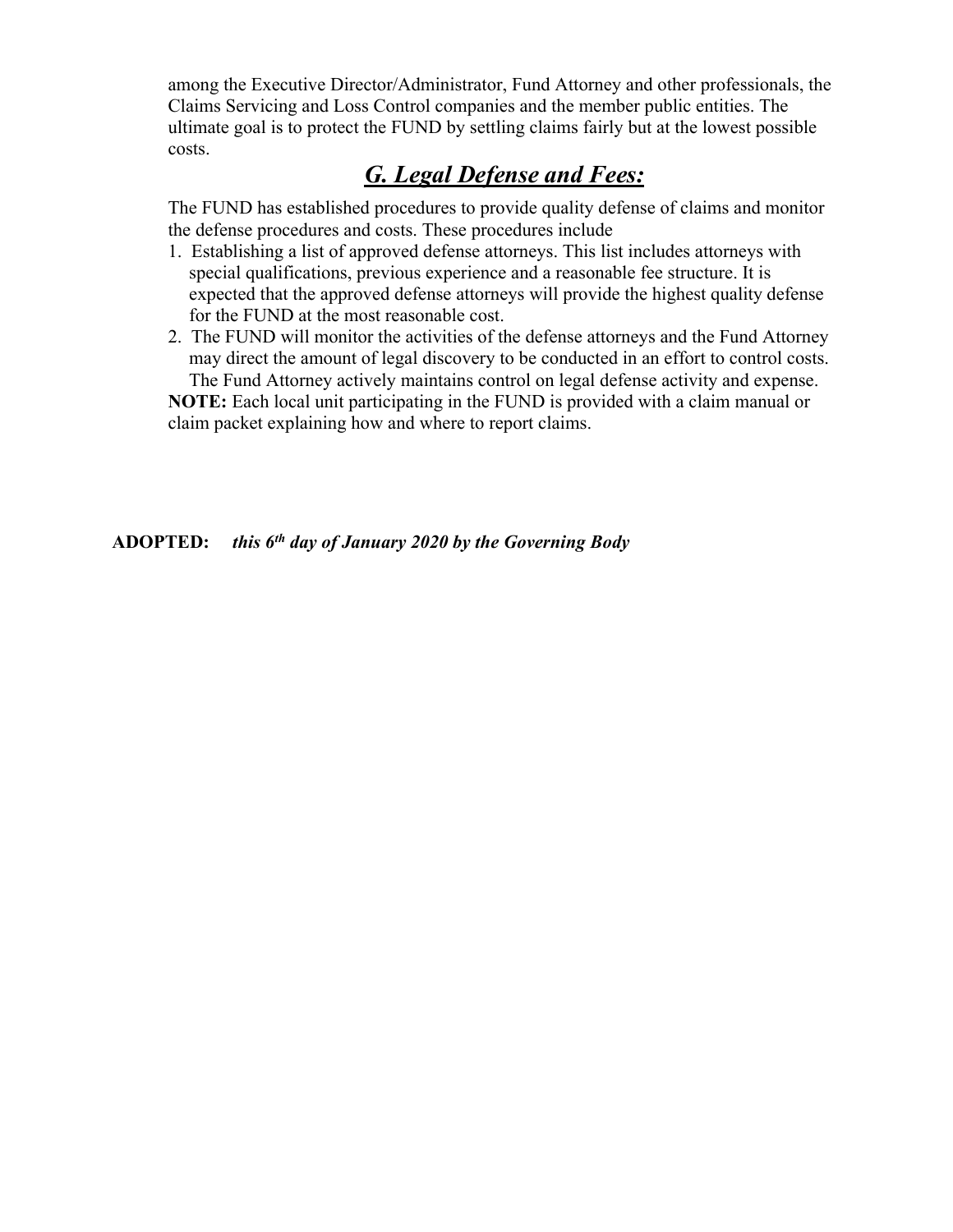among the Executive Director/Administrator, Fund Attorney and other professionals, the Claims Servicing and Loss Control companies and the member public entities. The ultimate goal is to protect the FUND by settling claims fairly but at the lowest possible costs.

## ***G. Legal Defense and Fees:***

The FUND has established procedures to provide quality defense of claims and monitor the defense procedures and costs. These procedures include

1. Establishing a list of approved defense attorneys. This list includes attorneys with special qualifications, previous experience and a reasonable fee structure. It is expected that the approved defense attorneys will provide the highest quality defense for the FUND at the most reasonable cost.
2. The FUND will monitor the activities of the defense attorneys and the Fund Attorney may direct the amount of legal discovery to be conducted in an effort to control costs. The Fund Attorney actively maintains control on legal defense activity and expense.

**NOTE:** Each local unit participating in the FUND is provided with a claim manual or claim packet explaining how and where to report claims.

**ADOPTED:** ***this 6th day of January 2020 by the Governing Body***